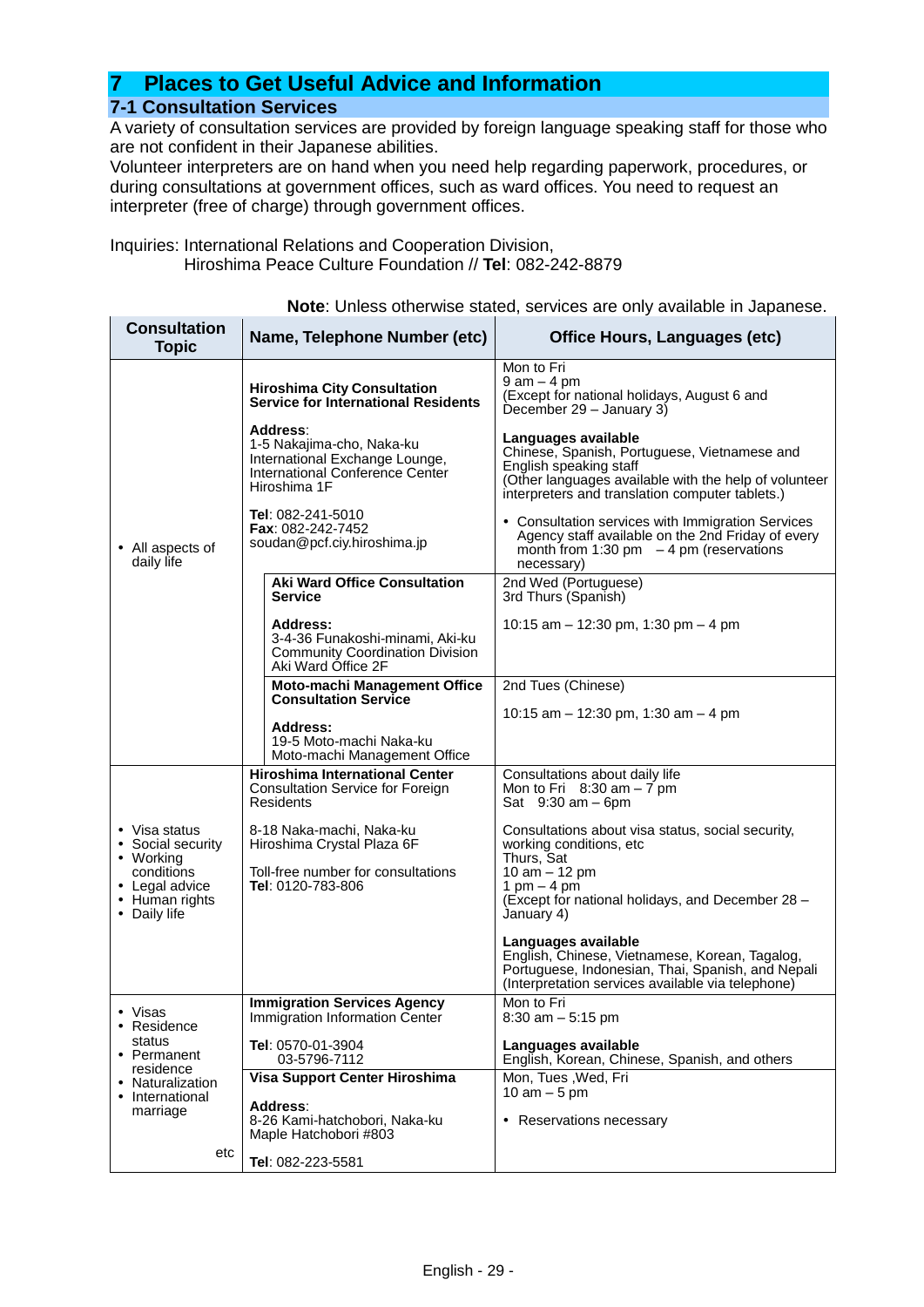# 7 Places to Get Useful Advice and Information

## 7-1 Consultation Services

A variety of consultation services are provided by foreign language speaking staff for those who are not confident in their Japanese abilities.
Volunteer interpreters are on hand when you need help regarding paperwork, procedures, or during consultations at government offices, such as ward offices. You need to request an interpreter (free of charge) through government offices.

Inquiries: International Relations and Cooperation Division,
Hiroshima Peace Culture Foundation // **Tel**: 082-242-8879

**Note**: Unless otherwise stated, services are only available in Japanese.

| Consultation Topic | Name, Telephone Number (etc) | Office Hours, Languages (etc) |
|---|---|---|
| • All aspects of daily life | **Hiroshima City Consultation Service for International Residents**<br><br>**Address**:<br>1-5 Nakajima-cho, Naka-ku<br>International Exchange Lounge, International Conference Center Hiroshima 1F<br><br>**Tel**: 082-241-5010<br>**Fax**: 082-242-7452<br>soudan@pcf.ciy.hiroshima.jp | Mon to Fri<br>9 am – 4 pm<br>(Except for national holidays, August 6 and December 29 – January 3)<br><br>**Languages available**<br>Chinese, Spanish, Portuguese, Vietnamese and English speaking staff<br>(Other languages available with the help of volunteer interpreters and translation computer tablets.)<br><br>• Consultation services with Immigration Services Agency staff available on the 2nd Friday of every month from 1:30 pm – 4 pm (reservations necessary) |
| | **Aki Ward Office Consultation Service**<br><br>**Address:**<br>3-4-36 Funakoshi-minami, Aki-ku<br>Community Coordination Division<br>Aki Ward Office 2F | 2nd Wed (Portuguese)<br>3rd Thurs (Spanish)<br><br>10:15 am – 12:30 pm, 1:30 pm – 4 pm |
| | **Moto-machi Management Office Consultation Service**<br><br>**Address:**<br>19-5 Moto-machi Naka-ku<br>Moto-machi Management Office | 2nd Tues (Chinese)<br><br>10:15 am – 12:30 pm, 1:30 am – 4 pm |
| • Visa status<br>• Social security<br>• Working conditions<br>• Legal advice<br>• Human rights<br>• Daily life | **Hiroshima International Center**<br>Consultation Service for Foreign Residents<br><br>8-18 Naka-machi, Naka-ku<br>Hiroshima Crystal Plaza 6F<br><br>Toll-free number for consultations<br>**Tel**: 0120-783-806 | Consultations about daily life<br>Mon to Fri 8:30 am – 7 pm<br>Sat 9:30 am – 6pm<br><br>Consultations about visa status, social security, working conditions, etc<br>Thurs, Sat<br>10 am – 12 pm<br>1 pm – 4 pm<br>(Except for national holidays, and December 28 – January 4)<br><br>**Languages available**<br>English, Chinese, Vietnamese, Korean, Tagalog, Portuguese, Indonesian, Thai, Spanish, and Nepali<br>(Interpretation services available via telephone) |
| • Visas<br>• Residence status<br>• Permanent residence<br>• Naturalization<br>• International marriage<br><br>etc | **Immigration Services Agency**<br>Immigration Information Center<br><br>**Tel**: 0570-01-3904<br>03-5796-7112 | Mon to Fri<br>8:30 am – 5:15 pm<br><br>**Languages available**<br>English, Korean, Chinese, Spanish, and others |
| | **Visa Support Center Hiroshima**<br><br>**Address**:<br>8-26 Kami-hatchobori, Naka-ku<br>Maple Hatchobori #803<br><br>**Tel**: 082-223-5581 | Mon, Tues ,Wed, Fri<br>10 am – 5 pm<br><br>• Reservations necessary |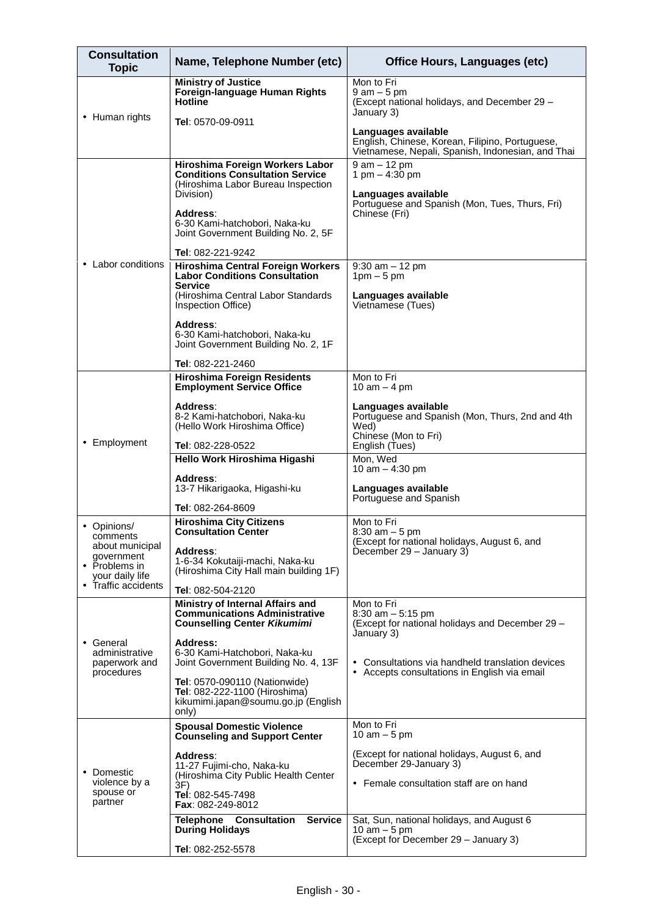| Consultation Topic | Name, Telephone Number (etc) | Office Hours, Languages (etc) |
|---|---|---|
| • Human rights | **Ministry of Justice Foreign-language Human Rights Hotline**<br><br>**Tel**: 0570-09-0911 | Mon to Fri<br>9 am – 5 pm<br>(Except national holidays, and December 29 – January 3)<br><br>**Languages available**<br>English, Chinese, Korean, Filipino, Portuguese, Vietnamese, Nepali, Spanish, Indonesian, and Thai |
| • Labor conditions | **Hiroshima Foreign Workers Labor Conditions Consultation Service**<br>(Hiroshima Labor Bureau Inspection Division)<br><br>**Address**:<br>6-30 Kami-hatchobori, Naka-ku<br>Joint Government Building No. 2, 5F<br><br>**Tel**: 082-221-9242 | 9 am – 12 pm<br>1 pm – 4:30 pm<br><br>**Languages available**<br>Portuguese and Spanish (Mon, Tues, Thurs, Fri)<br>Chinese (Fri) |
| | **Hiroshima Central Foreign Workers Labor Conditions Consultation Service**<br>(Hiroshima Central Labor Standards Inspection Office)<br><br>**Address**:<br>6-30 Kami-hatchobori, Naka-ku<br>Joint Government Building No. 2, 1F<br><br>**Tel**: 082-221-2460 | 9:30 am – 12 pm<br>1pm – 5 pm<br><br>**Languages available**<br>Vietnamese (Tues) |
| • Employment | **Hiroshima Foreign Residents Employment Service Office**<br><br>**Address**:<br>8-2 Kami-hatchobori, Naka-ku<br>(Hello Work Hiroshima Office)<br><br>**Tel**: 082-228-0522 | Mon to Fri<br>10 am – 4 pm<br><br>**Languages available**<br>Portuguese and Spanish (Mon, Thurs, 2nd and 4th Wed)<br>Chinese (Mon to Fri)<br>English (Tues) |
| | **Hello Work Hiroshima Higashi**<br><br>**Address**:<br>13-7 Hikarigaoka, Higashi-ku<br><br>**Tel**: 082-264-8609 | Mon, Wed<br>10 am – 4:30 pm<br><br>**Languages available**<br>Portuguese and Spanish |
| • Opinions/ comments about municipal government<br>• Problems in your daily life<br>• Traffic accidents | **Hiroshima City Citizens Consultation Center**<br><br>**Address**:<br>1-6-34 Kokutaiji-machi, Naka-ku<br>(Hiroshima City Hall main building 1F)<br><br>**Tel**: 082-504-2120 | Mon to Fri<br>8:30 am – 5 pm<br>(Except for national holidays, August 6, and December 29 – January 3) |
| • General administrative paperwork and procedures | **Ministry of Internal Affairs and Communications Administrative Counselling Center *Kikumimi***<br><br>**Address:**<br>6-30 Kami-Hatchobori, Naka-ku<br>Joint Government Building No. 4, 13F<br><br>**Tel**: 0570-090110 (Nationwide)<br>**Tel**: 082-222-1100 (Hiroshima)<br>kikumimi.japan@soumu.go.jp (English only) | Mon to Fri<br>8:30 am – 5:15 pm<br>(Except for national holidays and December 29 – January 3)<br><br>• Consultations via handheld translation devices<br>• Accepts consultations in English via email |
| • Domestic violence by a spouse or partner | **Spousal Domestic Violence Counseling and Support Center**<br><br>**Address**:<br>11-27 Fujimi-cho, Naka-ku<br>(Hiroshima City Public Health Center 3F)<br>**Tel**: 082-545-7498<br>**Fax**: 082-249-8012 | Mon to Fri<br>10 am – 5 pm<br><br>(Except for national holidays, August 6, and December 29-January 3)<br><br>• Female consultation staff are on hand |
| | **Telephone Consultation Service During Holidays**<br><br>**Tel**: 082-252-5578 | Sat, Sun, national holidays, and August 6<br>10 am – 5 pm<br>(Except for December 29 – January 3) |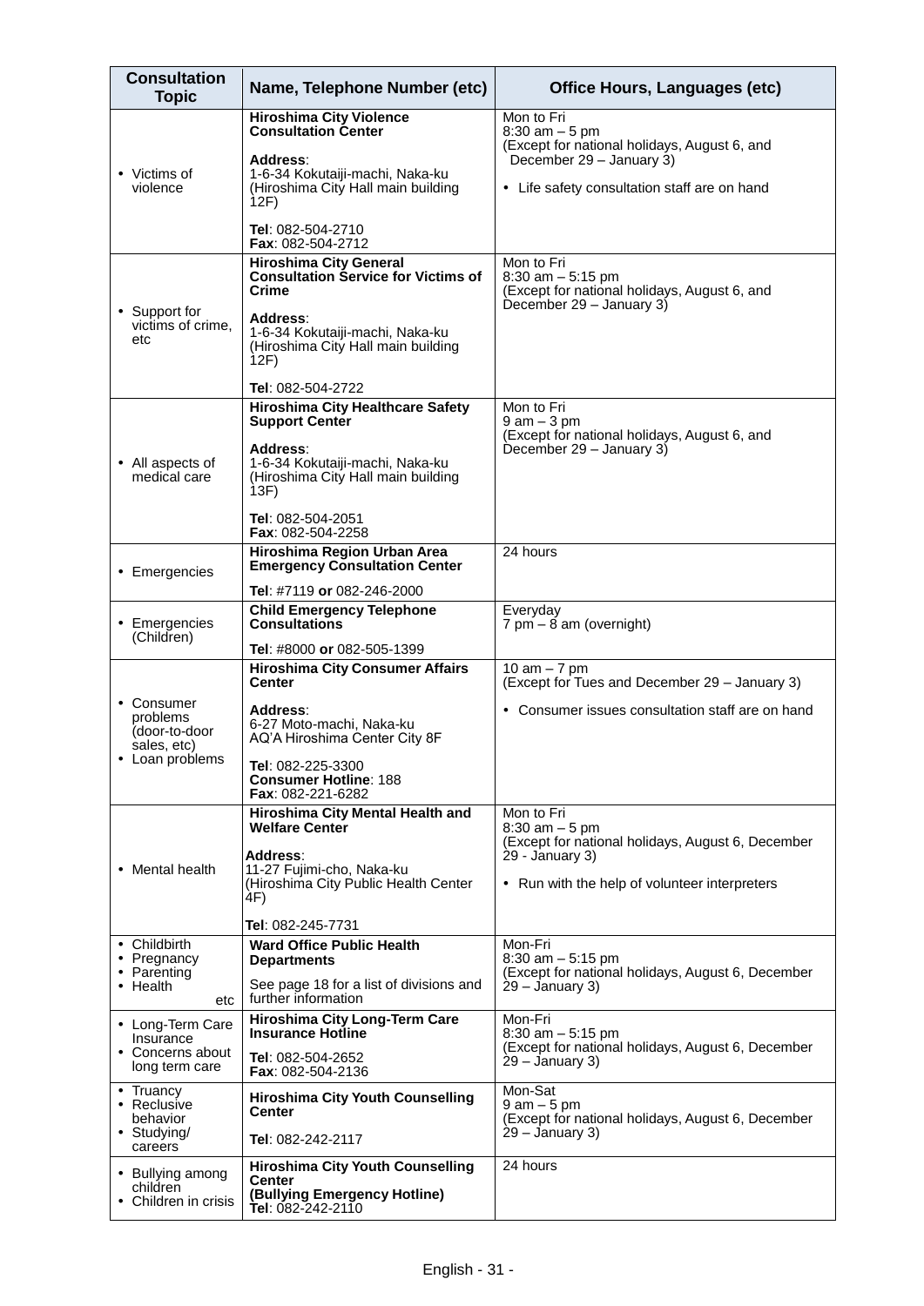| Consultation Topic | Name, Telephone Number (etc) | Office Hours, Languages (etc) |
|---|---|---|
| • Victims of violence | **Hiroshima City Violence Consultation Center**<br><br>**Address**:<br>1-6-34 Kokutaiji-machi, Naka-ku (Hiroshima City Hall main building 12F)<br><br>**Tel**: 082-504-2710<br>**Fax**: 082-504-2712 | Mon to Fri<br>8:30 am – 5 pm<br>(Except for national holidays, August 6, and December 29 – January 3)<br><br>• Life safety consultation staff are on hand |
| • Support for victims of crime, etc | **Hiroshima City General Consultation Service for Victims of Crime**<br><br>**Address**:<br>1-6-34 Kokutaiji-machi, Naka-ku (Hiroshima City Hall main building 12F)<br><br>**Tel**: 082-504-2722 | Mon to Fri<br>8:30 am – 5:15 pm<br>(Except for national holidays, August 6, and December 29 – January 3) |
| • All aspects of medical care | **Hiroshima City Healthcare Safety Support Center**<br><br>**Address**:<br>1-6-34 Kokutaiji-machi, Naka-ku (Hiroshima City Hall main building 13F)<br><br>**Tel**: 082-504-2051<br>**Fax**: 082-504-2258 | Mon to Fri<br>9 am – 3 pm<br>(Except for national holidays, August 6, and December 29 – January 3) |
| • Emergencies | **Hiroshima Region Urban Area Emergency Consultation Center**<br><br>**Tel**: #7119 **or** 082-246-2000 | 24 hours |
| • Emergencies (Children) | **Child Emergency Telephone Consultations**<br><br>**Tel**: #8000 **or** 082-505-1399 | Everyday<br>7 pm – 8 am (overnight) |
| • Consumer problems (door-to-door sales, etc)<br>• Loan problems | **Hiroshima City Consumer Affairs Center**<br><br>**Address**:<br>6-27 Moto-machi, Naka-ku<br>AQ'A Hiroshima Center City 8F<br><br>**Tel**: 082-225-3300<br>**Consumer Hotline**: 188<br>**Fax**: 082-221-6282 | 10 am – 7 pm<br>(Except for Tues and December 29 – January 3)<br><br>• Consumer issues consultation staff are on hand |
| • Mental health | **Hiroshima City Mental Health and Welfare Center**<br><br>**Address**:<br>11-27 Fujimi-cho, Naka-ku<br>(Hiroshima City Public Health Center 4F)<br><br>**Tel**: 082-245-7731 | Mon to Fri<br>8:30 am – 5 pm<br>(Except for national holidays, August 6, December 29 - January 3)<br><br>• Run with the help of volunteer interpreters |
| • Childbirth<br>• Pregnancy<br>• Parenting<br>• Health<br>etc | **Ward Office Public Health Departments**<br><br>See page 18 for a list of divisions and further information | Mon-Fri<br>8:30 am – 5:15 pm<br>(Except for national holidays, August 6, December 29 – January 3) |
| • Long-Term Care Insurance<br>• Concerns about long term care | **Hiroshima City Long-Term Care Insurance Hotline**<br><br>**Tel**: 082-504-2652<br>**Fax**: 082-504-2136 | Mon-Fri<br>8:30 am – 5:15 pm<br>(Except for national holidays, August 6, December 29 – January 3) |
| • Truancy<br>• Reclusive behavior<br>• Studying/ careers | **Hiroshima City Youth Counselling Center**<br><br>**Tel**: 082-242-2117 | Mon-Sat<br>9 am – 5 pm<br>(Except for national holidays, August 6, December 29 – January 3) |
| • Bullying among children<br>• Children in crisis | **Hiroshima City Youth Counselling Center (Bullying Emergency Hotline)**<br>**Tel**: 082-242-2110 | 24 hours |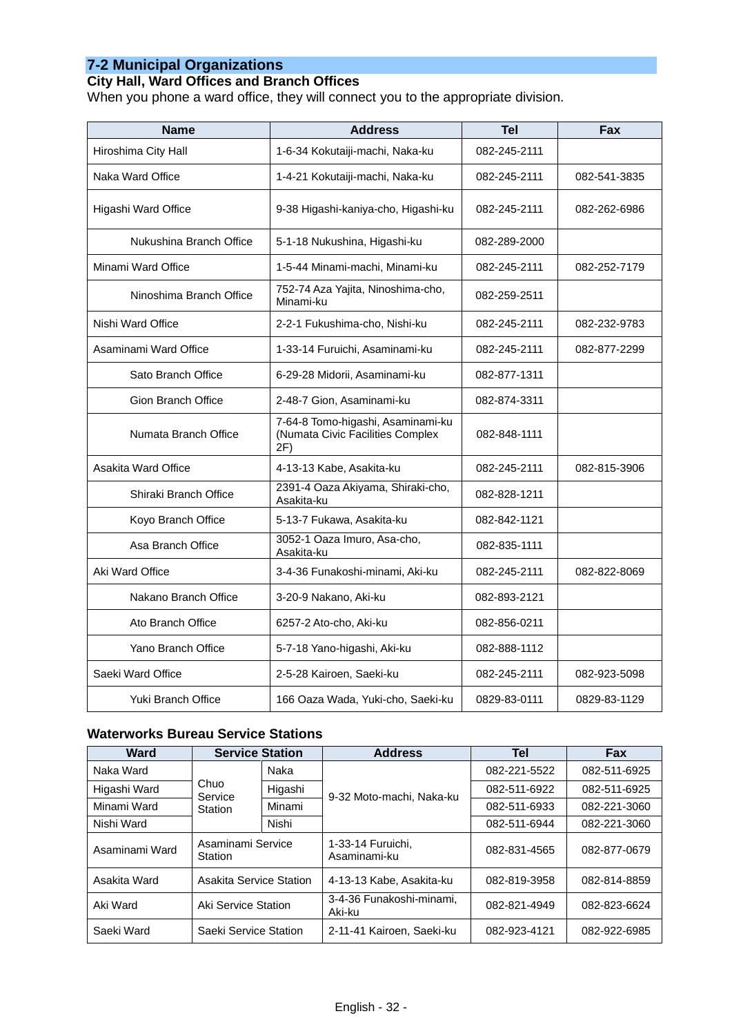## 7-2 Municipal Organizations

### City Hall, Ward Offices and Branch Offices

When you phone a ward office, they will connect you to the appropriate division.

| Name | Address | Tel | Fax |
|---|---|---|---|
| Hiroshima City Hall | 1-6-34 Kokutaiji-machi, Naka-ku | 082-245-2111 | |
| Naka Ward Office | 1-4-21 Kokutaiji-machi, Naka-ku | 082-245-2111 | 082-541-3835 |
| Higashi Ward Office | 9-38 Higashi-kaniya-cho, Higashi-ku | 082-245-2111 | 082-262-6986 |
| Nukushina Branch Office | 5-1-18 Nukushina, Higashi-ku | 082-289-2000 | |
| Minami Ward Office | 1-5-44 Minami-machi, Minami-ku | 082-245-2111 | 082-252-7179 |
| Ninoshima Branch Office | 752-74 Aza Yajita, Ninoshima-cho, Minami-ku | 082-259-2511 | |
| Nishi Ward Office | 2-2-1 Fukushima-cho, Nishi-ku | 082-245-2111 | 082-232-9783 |
| Asaminami Ward Office | 1-33-14 Furuichi, Asaminami-ku | 082-245-2111 | 082-877-2299 |
| Sato Branch Office | 6-29-28 Midorii, Asaminami-ku | 082-877-1311 | |
| Gion Branch Office | 2-48-7 Gion, Asaminami-ku | 082-874-3311 | |
| Numata Branch Office | 7-64-8 Tomo-higashi, Asaminami-ku (Numata Civic Facilities Complex 2F) | 082-848-1111 | |
| Asakita Ward Office | 4-13-13 Kabe, Asakita-ku | 082-245-2111 | 082-815-3906 |
| Shiraki Branch Office | 2391-4 Oaza Akiyama, Shiraki-cho, Asakita-ku | 082-828-1211 | |
| Koyo Branch Office | 5-13-7 Fukawa, Asakita-ku | 082-842-1121 | |
| Asa Branch Office | 3052-1 Oaza Imuro, Asa-cho, Asakita-ku | 082-835-1111 | |
| Aki Ward Office | 3-4-36 Funakoshi-minami, Aki-ku | 082-245-2111 | 082-822-8069 |
| Nakano Branch Office | 3-20-9 Nakano, Aki-ku | 082-893-2121 | |
| Ato Branch Office | 6257-2 Ato-cho, Aki-ku | 082-856-0211 | |
| Yano Branch Office | 5-7-18 Yano-higashi, Aki-ku | 082-888-1112 | |
| Saeki Ward Office | 2-5-28 Kairoen, Saeki-ku | 082-245-2111 | 082-923-5098 |
| Yuki Branch Office | 166 Oaza Wada, Yuki-cho, Saeki-ku | 0829-83-0111 | 0829-83-1129 |

### Waterworks Bureau Service Stations

| Ward | Service Station | | Address | Tel | Fax |
|---|---|---|---|---|---|
| Naka Ward | Chuo Service Station | Naka | 9-32 Moto-machi, Naka-ku | 082-221-5522 | 082-511-6925 |
| Higashi Ward | | Higashi | | 082-511-6922 | 082-511-6925 |
| Minami Ward | | Minami | | 082-511-6933 | 082-221-3060 |
| Nishi Ward | | Nishi | | 082-511-6944 | 082-221-3060 |
| Asaminami Ward | Asaminami Service Station | | 1-33-14 Furuichi, Asaminami-ku | 082-831-4565 | 082-877-0679 |
| Asakita Ward | Asakita Service Station | | 4-13-13 Kabe, Asakita-ku | 082-819-3958 | 082-814-8859 |
| Aki Ward | Aki Service Station | | 3-4-36 Funakoshi-minami, Aki-ku | 082-821-4949 | 082-823-6624 |
| Saeki Ward | Saeki Service Station | | 2-11-41 Kairoen, Saeki-ku | 082-923-4121 | 082-922-6985 |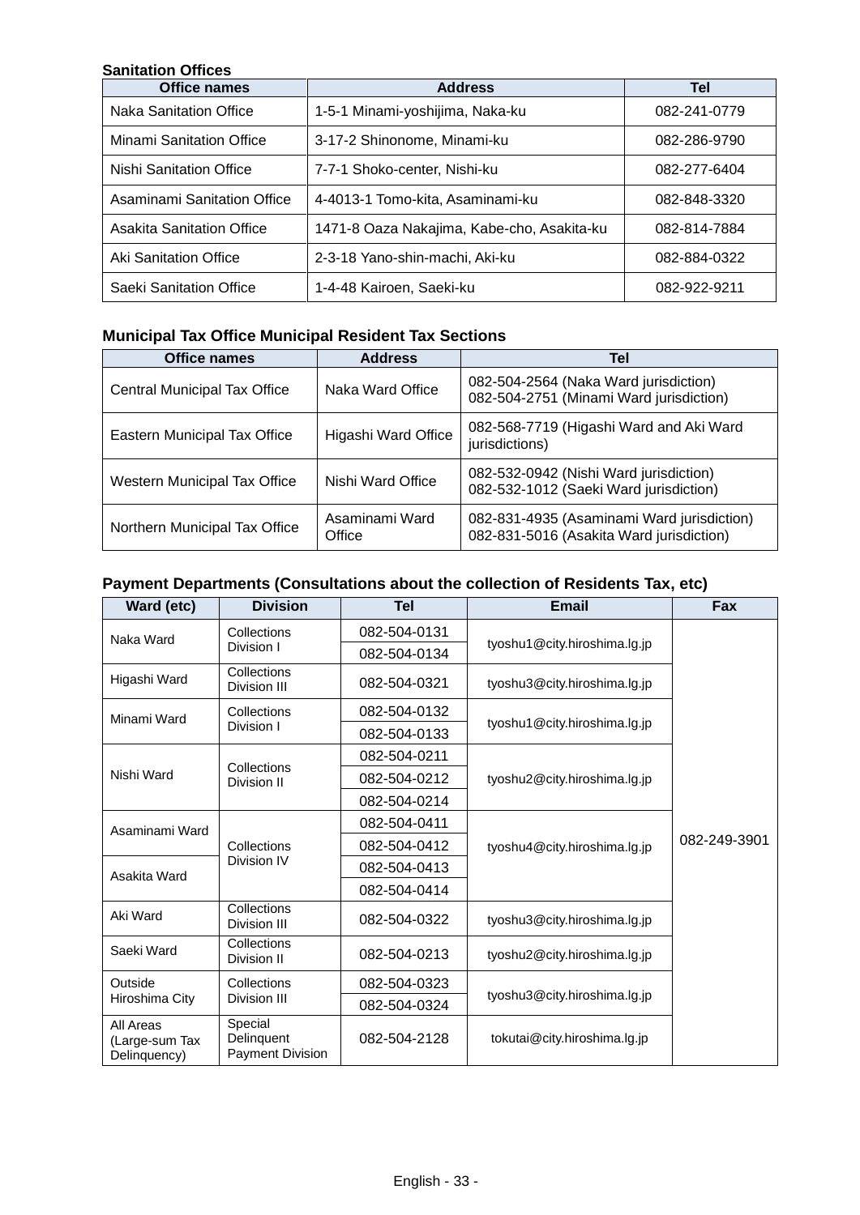**Sanitation Offices**

| Office names | Address | Tel |
|---|---|---|
| Naka Sanitation Office | 1-5-1 Minami-yoshijima, Naka-ku | 082-241-0779 |
| Minami Sanitation Office | 3-17-2 Shinonome, Minami-ku | 082-286-9790 |
| Nishi Sanitation Office | 7-7-1 Shoko-center, Nishi-ku | 082-277-6404 |
| Asaminami Sanitation Office | 4-4013-1 Tomo-kita, Asaminami-ku | 082-848-3320 |
| Asakita Sanitation Office | 1471-8 Oaza Nakajima, Kabe-cho, Asakita-ku | 082-814-7884 |
| Aki Sanitation Office | 2-3-18 Yano-shin-machi, Aki-ku | 082-884-0322 |
| Saeki Sanitation Office | 1-4-48 Kairoen, Saeki-ku | 082-922-9211 |

**Municipal Tax Office Municipal Resident Tax Sections**

| Office names | Address | Tel |
|---|---|---|
| Central Municipal Tax Office | Naka Ward Office | 082-504-2564 (Naka Ward jurisdiction)<br>082-504-2751 (Minami Ward jurisdiction) |
| Eastern Municipal Tax Office | Higashi Ward Office | 082-568-7719 (Higashi Ward and Aki Ward jurisdictions) |
| Western Municipal Tax Office | Nishi Ward Office | 082-532-0942 (Nishi Ward jurisdiction)<br>082-532-1012 (Saeki Ward jurisdiction) |
| Northern Municipal Tax Office | Asaminami Ward Office | 082-831-4935 (Asaminami Ward jurisdiction)<br>082-831-5016 (Asakita Ward jurisdiction) |

**Payment Departments (Consultations about the collection of Residents Tax, etc)**

| Ward (etc) | Division | Tel | Email | Fax |
|---|---|---|---|---|
| Naka Ward | Collections Division I | 082-504-0131<br>082-504-0134 | tyoshu1@city.hiroshima.lg.jp | 082-249-3901 |
| Higashi Ward | Collections Division III | 082-504-0321 | tyoshu3@city.hiroshima.lg.jp | |
| Minami Ward | Collections Division I | 082-504-0132<br>082-504-0133 | tyoshu1@city.hiroshima.lg.jp | |
| Nishi Ward | Collections Division II | 082-504-0211<br>082-504-0212<br>082-504-0214 | tyoshu2@city.hiroshima.lg.jp | |
| Asaminami Ward | Collections Division IV | 082-504-0411<br>082-504-0412 | tyoshu4@city.hiroshima.lg.jp | |
| Asakita Ward | Collections Division IV | 082-504-0413<br>082-504-0414 | tyoshu4@city.hiroshima.lg.jp | |
| Aki Ward | Collections Division III | 082-504-0322 | tyoshu3@city.hiroshima.lg.jp | |
| Saeki Ward | Collections Division II | 082-504-0213 | tyoshu2@city.hiroshima.lg.jp | |
| Outside Hiroshima City | Collections Division III | 082-504-0323<br>082-504-0324 | tyoshu3@city.hiroshima.lg.jp | |
| All Areas (Large-sum Tax Delinquency) | Special Delinquent Payment Division | 082-504-2128 | tokutai@city.hiroshima.lg.jp | |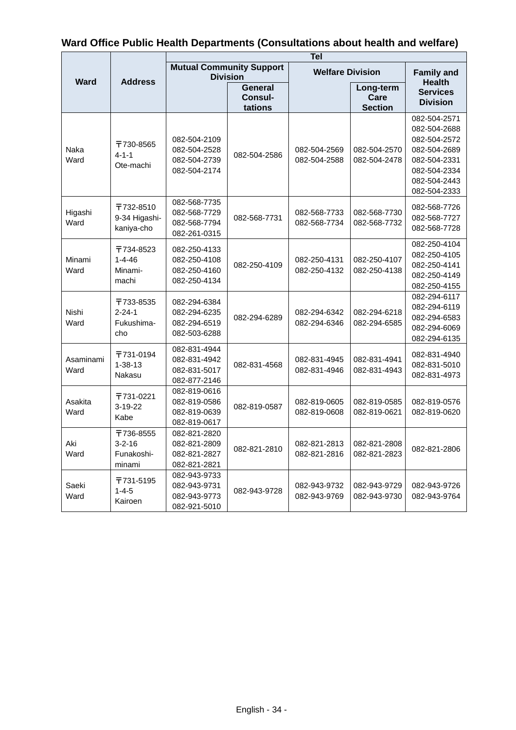## Ward Office Public Health Departments (Consultations about health and welfare)

| Ward | Address | Tel | | | | |
|---|---|---|---|---|---|---|
| | | Mutual Community Support Division | | Welfare Division | | Family and Health Services Division |
| | | | General Consul-tations | | Long-term Care Section | |
| Naka Ward | 〒730-8565 4-1-1 Ote-machi | 082-504-2109 082-504-2528 082-504-2739 082-504-2174 | 082-504-2586 | 082-504-2569 082-504-2588 | 082-504-2570 082-504-2478 | 082-504-2571 082-504-2688 082-504-2572 082-504-2689 082-504-2331 082-504-2334 082-504-2443 082-504-2333 |
| Higashi Ward | 〒732-8510 9-34 Higashi-kaniya-cho | 082-568-7735 082-568-7729 082-568-7794 082-261-0315 | 082-568-7731 | 082-568-7733 082-568-7734 | 082-568-7730 082-568-7732 | 082-568-7726 082-568-7727 082-568-7728 |
| Minami Ward | 〒734-8523 1-4-46 Minami-machi | 082-250-4133 082-250-4108 082-250-4160 082-250-4134 | 082-250-4109 | 082-250-4131 082-250-4132 | 082-250-4107 082-250-4138 | 082-250-4104 082-250-4105 082-250-4141 082-250-4149 082-250-4155 |
| Nishi Ward | 〒733-8535 2-24-1 Fukushima-cho | 082-294-6384 082-294-6235 082-294-6519 082-503-6288 | 082-294-6289 | 082-294-6342 082-294-6346 | 082-294-6218 082-294-6585 | 082-294-6117 082-294-6119 082-294-6583 082-294-6069 082-294-6135 |
| Asaminami Ward | 〒731-0194 1-38-13 Nakasu | 082-831-4944 082-831-4942 082-831-5017 082-877-2146 | 082-831-4568 | 082-831-4945 082-831-4946 | 082-831-4941 082-831-4943 | 082-831-4940 082-831-5010 082-831-4973 |
| Asakita Ward | 〒731-0221 3-19-22 Kabe | 082-819-0616 082-819-0586 082-819-0639 082-819-0617 | 082-819-0587 | 082-819-0605 082-819-0608 | 082-819-0585 082-819-0621 | 082-819-0576 082-819-0620 |
| Aki Ward | 〒736-8555 3-2-16 Funakoshi-minami | 082-821-2820 082-821-2809 082-821-2827 082-821-2821 | 082-821-2810 | 082-821-2813 082-821-2816 | 082-821-2808 082-821-2823 | 082-821-2806 |
| Saeki Ward | 〒731-5195 1-4-5 Kairoen | 082-943-9733 082-943-9731 082-943-9773 082-921-5010 | 082-943-9728 | 082-943-9732 082-943-9769 | 082-943-9729 082-943-9730 | 082-943-9726 082-943-9764 |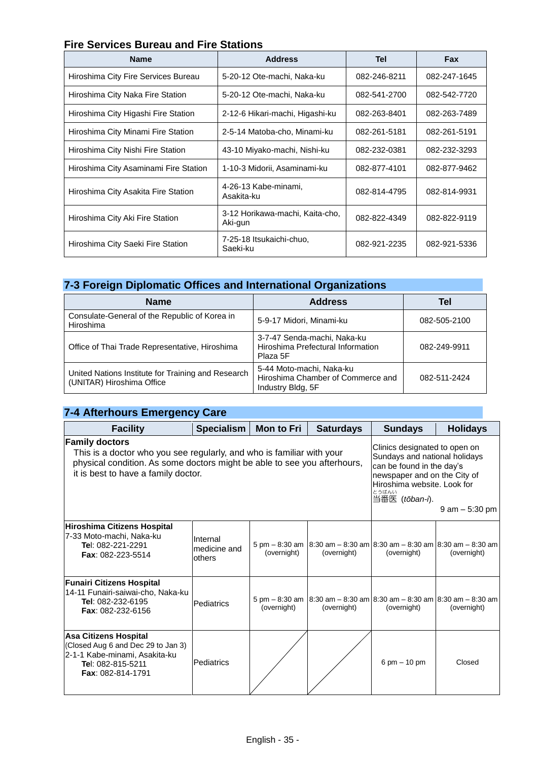### Fire Services Bureau and Fire Stations

| Name | Address | Tel | Fax |
|---|---|---|---|
| Hiroshima City Fire Services Bureau | 5-20-12 Ote-machi, Naka-ku | 082-246-8211 | 082-247-1645 |
| Hiroshima City Naka Fire Station | 5-20-12 Ote-machi, Naka-ku | 082-541-2700 | 082-542-7720 |
| Hiroshima City Higashi Fire Station | 2-12-6 Hikari-machi, Higashi-ku | 082-263-8401 | 082-263-7489 |
| Hiroshima City Minami Fire Station | 2-5-14 Matoba-cho, Minami-ku | 082-261-5181 | 082-261-5191 |
| Hiroshima City Nishi Fire Station | 43-10 Miyako-machi, Nishi-ku | 082-232-0381 | 082-232-3293 |
| Hiroshima City Asaminami Fire Station | 1-10-3 Midorii, Asaminami-ku | 082-877-4101 | 082-877-9462 |
| Hiroshima City Asakita Fire Station | 4-26-13 Kabe-minami, Asakita-ku | 082-814-4795 | 082-814-9931 |
| Hiroshima City Aki Fire Station | 3-12 Horikawa-machi, Kaita-cho, Aki-gun | 082-822-4349 | 082-822-9119 |
| Hiroshima City Saeki Fire Station | 7-25-18 Itsukaichi-chuo, Saeki-ku | 082-921-2235 | 082-921-5336 |

## 7-3 Foreign Diplomatic Offices and International Organizations

| Name | Address | Tel |
|---|---|---|
| Consulate-General of the Republic of Korea in Hiroshima | 5-9-17 Midori, Minami-ku | 082-505-2100 |
| Office of Thai Trade Representative, Hiroshima | 3-7-47 Senda-machi, Naka-ku Hiroshima Prefectural Information Plaza 5F | 082-249-9911 |
| United Nations Institute for Training and Research (UNITAR) Hiroshima Office | 5-44 Moto-machi, Naka-ku Hiroshima Chamber of Commerce and Industry Bldg, 5F | 082-511-2424 |

## 7-4 Afterhours Emergency Care

| Facility | Specialism | Mon to Fri | Saturdays | Sundays | Holidays |
|---|---|---|---|---|---|
| **Family doctors** This is a doctor who you see regularly, and who is familiar with your physical condition. As some doctors might be able to see you afterhours, it is best to have a family doctor. | | | | Clinics designated to open on Sundays and national holidays can be found in the day's newspaper and on the City of Hiroshima website. Look for 当番医 (*tōban-i*). 9 am – 5:30 pm | |
| **Hiroshima Citizens Hospital** 7-33 Moto-machi, Naka-ku **Tel**: 082-221-2291 **Fax**: 082-223-5514 | Internal medicine and others | 5 pm – 8:30 am (overnight) | 8:30 am – 8:30 am (overnight) | 8:30 am – 8:30 am (overnight) | 8:30 am – 8:30 am (overnight) |
| **Funairi Citizens Hospital** 14-11 Funairi-saiwai-cho, Naka-ku **Tel**: 082-232-6195 **Fax**: 082-232-6156 | Pediatrics | 5 pm – 8:30 am (overnight) | 8:30 am – 8:30 am (overnight) | 8:30 am – 8:30 am (overnight) | 8:30 am – 8:30 am (overnight) |
| **Asa Citizens Hospital** (Closed Aug 6 and Dec 29 to Jan 3) 2-1-1 Kabe-minami, Asakita-ku **Tel**: 082-815-5211 **Fax**: 082-814-1791 | Pediatrics | | | 6 pm – 10 pm | Closed |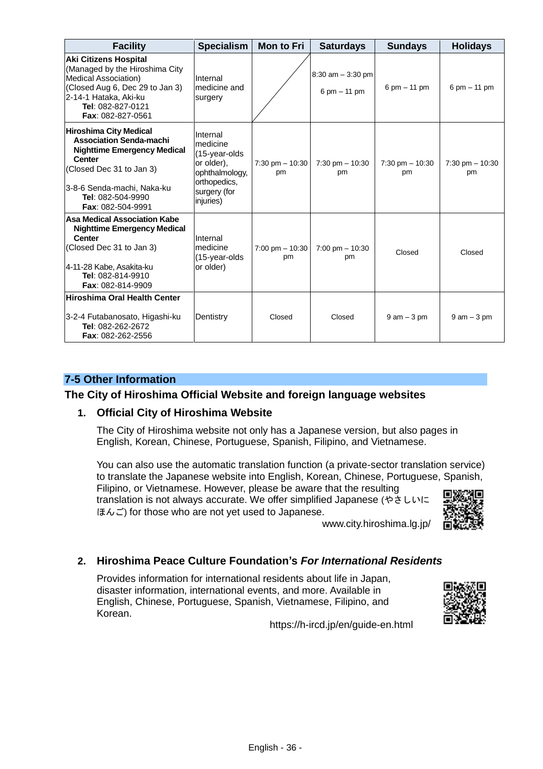| Facility | Specialism | Mon to Fri | Saturdays | Sundays | Holidays |
|---|---|---|---|---|---|
| **Aki Citizens Hospital**<br>(Managed by the Hiroshima City Medical Association)<br>(Closed Aug 6, Dec 29 to Jan 3)<br>2-14-1 Hataka, Aki-ku<br>**Tel**: 082-827-0121<br>**Fax**: 082-827-0561 | Internal medicine and surgery | | 8:30 am – 3:30 pm<br>6 pm – 11 pm | 6 pm – 11 pm | 6 pm – 11 pm |
| **Hiroshima City Medical Association Senda-machi Nighttime Emergency Medical Center**<br>(Closed Dec 31 to Jan 3)<br>3-8-6 Senda-machi, Naka-ku<br>**Tel**: 082-504-9990<br>**Fax**: 082-504-9991 | Internal medicine (15-year-olds or older), ophthalmology, orthopedics, surgery (for injuries) | 7:30 pm – 10:30 pm | 7:30 pm – 10:30 pm | 7:30 pm – 10:30 pm | 7:30 pm – 10:30 pm |
| **Asa Medical Association Kabe Nighttime Emergency Medical Center**<br>(Closed Dec 31 to Jan 3)<br>4-11-28 Kabe, Asakita-ku<br>**Tel**: 082-814-9910<br>**Fax**: 082-814-9909 | Internal medicine (15-year-olds or older) | 7:00 pm – 10:30 pm | 7:00 pm – 10:30 pm | Closed | Closed |
| **Hiroshima Oral Health Center**<br>3-2-4 Futabanosato, Higashi-ku<br>**Tel**: 082-262-2672<br>**Fax**: 082-262-2556 | Dentistry | Closed | Closed | 9 am – 3 pm | 9 am – 3 pm |

## 7-5 Other Information

### The City of Hiroshima Official Website and foreign language websites

1. **Official City of Hiroshima Website**

   The City of Hiroshima website not only has a Japanese version, but also pages in English, Korean, Chinese, Portuguese, Spanish, Filipino, and Vietnamese.

   You can also use the automatic translation function (a private-sector translation service) to translate the Japanese website into English, Korean, Chinese, Portuguese, Spanish, Filipino, or Vietnamese. However, please be aware that the resulting translation is not always accurate. We offer simplified Japanese (やさしいにほんご) for those who are not yet used to Japanese.

   www.city.hiroshima.lg.jp/

2. **Hiroshima Peace Culture Foundation's *For International Residents***

   Provides information for international residents about life in Japan, disaster information, international events, and more. Available in English, Chinese, Portuguese, Spanish, Vietnamese, Filipino, and Korean.

   https://h-ircd.jp/en/guide-en.html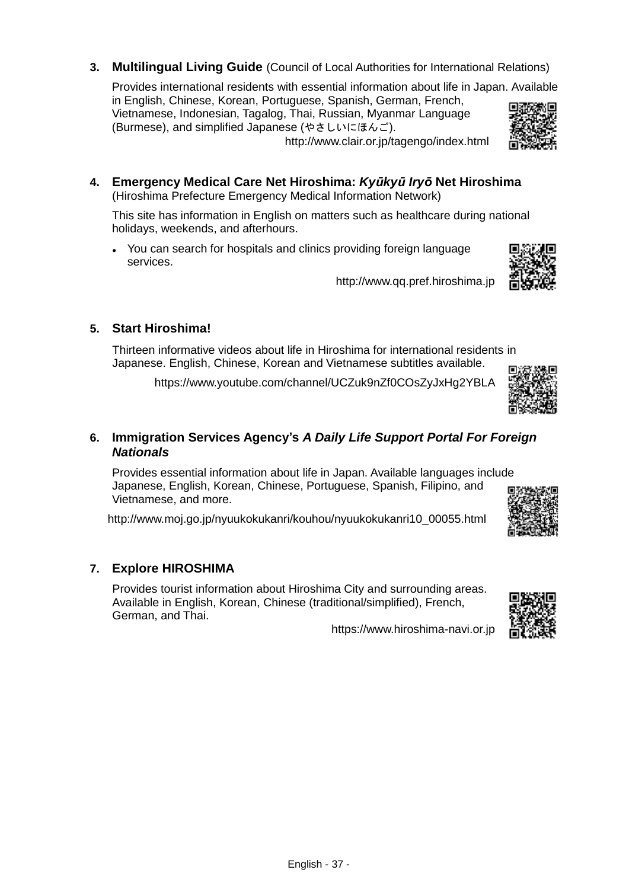3. **Multilingual Living Guide** (Council of Local Authorities for International Relations)

   Provides international residents with essential information about life in Japan. Available in English, Chinese, Korean, Portuguese, Spanish, German, French, Vietnamese, Indonesian, Tagalog, Thai, Russian, Myanmar Language (Burmese), and simplified Japanese (やさしいにほんご).

   http://www.clair.or.jp/tagengo/index.html

4. **Emergency Medical Care Net Hiroshima: *Kyūkyū Iryō* Net Hiroshima**
   (Hiroshima Prefecture Emergency Medical Information Network)

   This site has information in English on matters such as healthcare during national holidays, weekends, and afterhours.

   - You can search for hospitals and clinics providing foreign language services.

   http://www.qq.pref.hiroshima.jp

5. **Start Hiroshima!**

   Thirteen informative videos about life in Hiroshima for international residents in Japanese. English, Chinese, Korean and Vietnamese subtitles available.

   https://www.youtube.com/channel/UCZuk9nZf0COsZyJxHg2YBLA

6. **Immigration Services Agency's *A Daily Life Support Portal For Foreign Nationals***

   Provides essential information about life in Japan. Available languages include Japanese, English, Korean, Chinese, Portuguese, Spanish, Filipino, and Vietnamese, and more.

   http://www.moj.go.jp/nyuukokukanri/kouhou/nyuukokukanri10_00055.html

7. **Explore HIROSHIMA**

   Provides tourist information about Hiroshima City and surrounding areas. Available in English, Korean, Chinese (traditional/simplified), French, German, and Thai.

   https://www.hiroshima-navi.or.jp